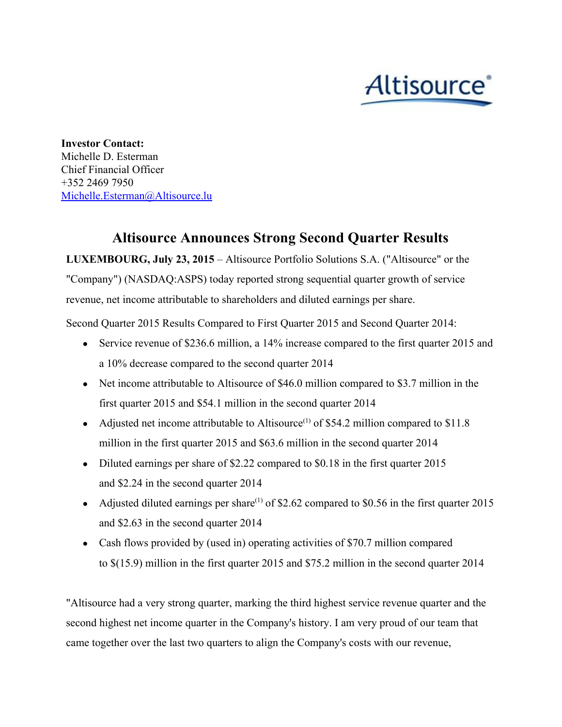**Investor Contact:**
Michelle D. Esterman
Chief Financial Officer
+352 2469 7950
Michelle.Esterman@Altisource.lu

# Altisource Announces Strong Second Quarter Results

**LUXEMBOURG, July 23, 2015** – Altisource Portfolio Solutions S.A. ("Altisource" or the "Company") (NASDAQ:ASPS) today reported strong sequential quarter growth of service revenue, net income attributable to shareholders and diluted earnings per share.

Second Quarter 2015 Results Compared to First Quarter 2015 and Second Quarter 2014:

- Service revenue of $236.6 million, a 14% increase compared to the first quarter 2015 and a 10% decrease compared to the second quarter 2014
- Net income attributable to Altisource of $46.0 million compared to $3.7 million in the first quarter 2015 and $54.1 million in the second quarter 2014
- Adjusted net income attributable to Altisource[1] of $54.2 million compared to $11.8 million in the first quarter 2015 and $63.6 million in the second quarter 2014
- Diluted earnings per share of $2.22 compared to $0.18 in the first quarter 2015 and $2.24 in the second quarter 2014
- Adjusted diluted earnings per share[1] of $2.62 compared to $0.56 in the first quarter 2015 and $2.63 in the second quarter 2014
- Cash flows provided by (used in) operating activities of $70.7 million compared to $(15.9) million in the first quarter 2015 and $75.2 million in the second quarter 2014

"Altisource had a very strong quarter, marking the third highest service revenue quarter and the second highest net income quarter in the Company's history. I am very proud of our team that came together over the last two quarters to align the Company's costs with our revenue,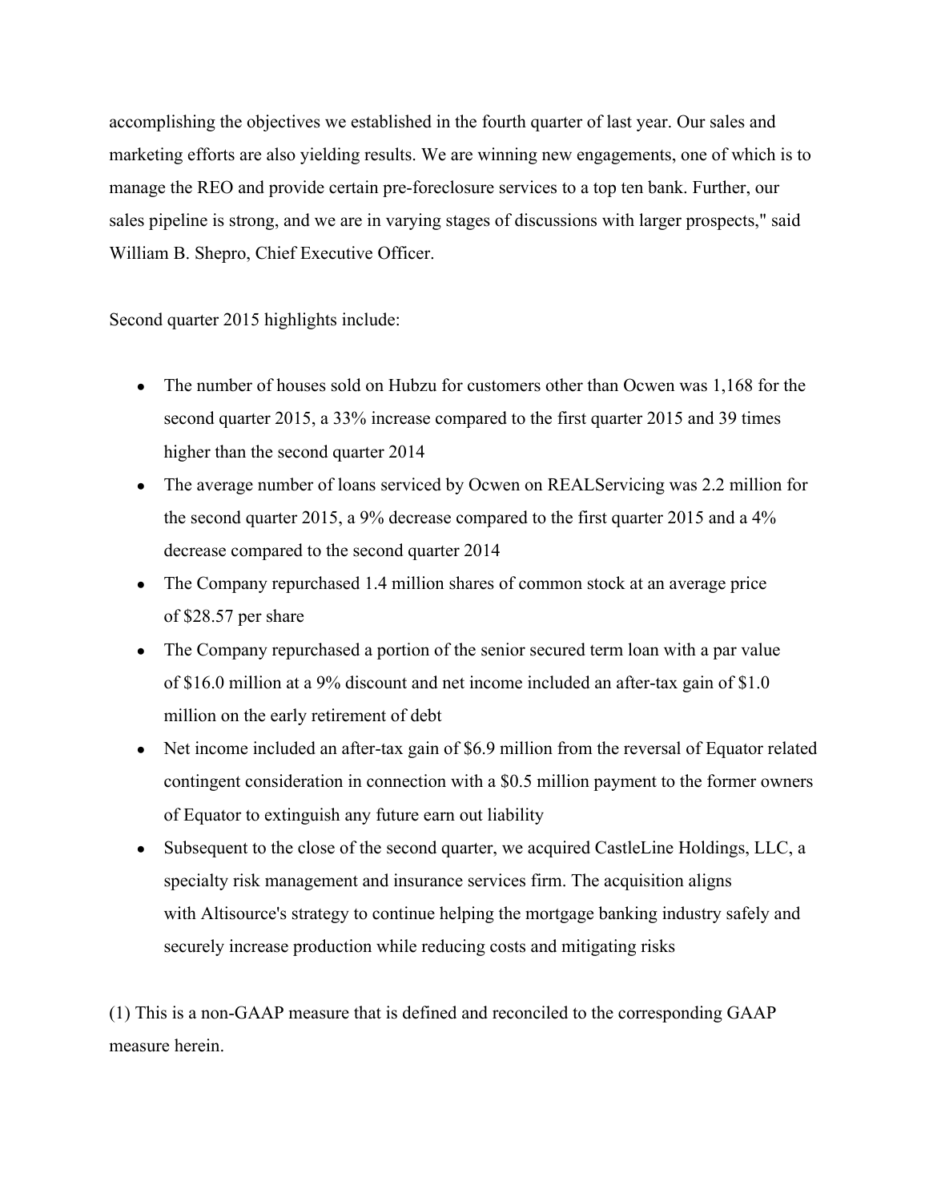accomplishing the objectives we established in the fourth quarter of last year. Our sales and marketing efforts are also yielding results. We are winning new engagements, one of which is to manage the REO and provide certain pre-foreclosure services to a top ten bank. Further, our sales pipeline is strong, and we are in varying stages of discussions with larger prospects," said William B. Shepro, Chief Executive Officer.

Second quarter 2015 highlights include:

- The number of houses sold on Hubzu for customers other than Ocwen was 1,168 for the second quarter 2015, a 33% increase compared to the first quarter 2015 and 39 times higher than the second quarter 2014
- The average number of loans serviced by Ocwen on REALServicing was 2.2 million for the second quarter 2015, a 9% decrease compared to the first quarter 2015 and a 4% decrease compared to the second quarter 2014
- The Company repurchased 1.4 million shares of common stock at an average price of $28.57 per share
- The Company repurchased a portion of the senior secured term loan with a par value of $16.0 million at a 9% discount and net income included an after-tax gain of $1.0 million on the early retirement of debt
- Net income included an after-tax gain of $6.9 million from the reversal of Equator related contingent consideration in connection with a $0.5 million payment to the former owners of Equator to extinguish any future earn out liability
- Subsequent to the close of the second quarter, we acquired CastleLine Holdings, LLC, a specialty risk management and insurance services firm. The acquisition aligns with Altisource's strategy to continue helping the mortgage banking industry safely and securely increase production while reducing costs and mitigating risks

(1) This is a non-GAAP measure that is defined and reconciled to the corresponding GAAP measure herein.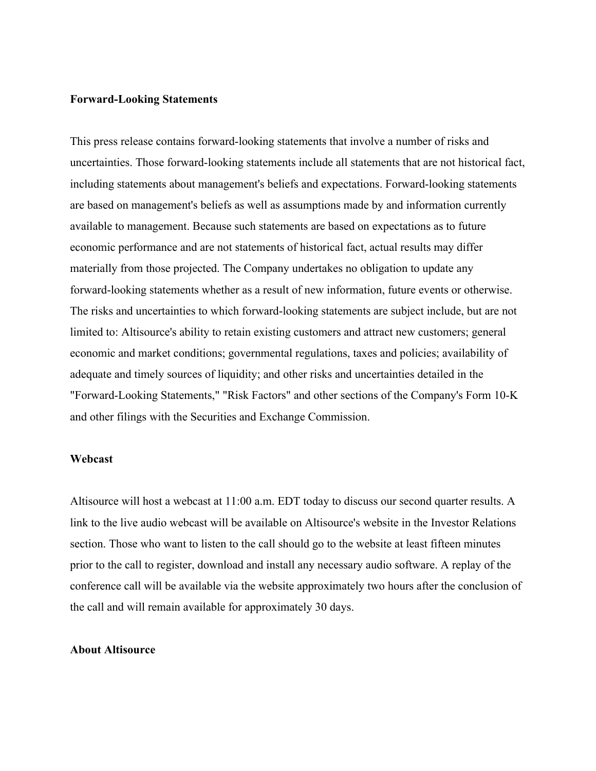**Forward-Looking Statements**

This press release contains forward-looking statements that involve a number of risks and uncertainties. Those forward-looking statements include all statements that are not historical fact, including statements about management's beliefs and expectations. Forward-looking statements are based on management's beliefs as well as assumptions made by and information currently available to management. Because such statements are based on expectations as to future economic performance and are not statements of historical fact, actual results may differ materially from those projected. The Company undertakes no obligation to update any forward-looking statements whether as a result of new information, future events or otherwise. The risks and uncertainties to which forward-looking statements are subject include, but are not limited to: Altisource's ability to retain existing customers and attract new customers; general economic and market conditions; governmental regulations, taxes and policies; availability of adequate and timely sources of liquidity; and other risks and uncertainties detailed in the "Forward-Looking Statements," "Risk Factors" and other sections of the Company's Form 10-K and other filings with the Securities and Exchange Commission.

**Webcast**

Altisource will host a webcast at 11:00 a.m. EDT today to discuss our second quarter results. A link to the live audio webcast will be available on Altisource's website in the Investor Relations section. Those who want to listen to the call should go to the website at least fifteen minutes prior to the call to register, download and install any necessary audio software. A replay of the conference call will be available via the website approximately two hours after the conclusion of the call and will remain available for approximately 30 days.

**About Altisource**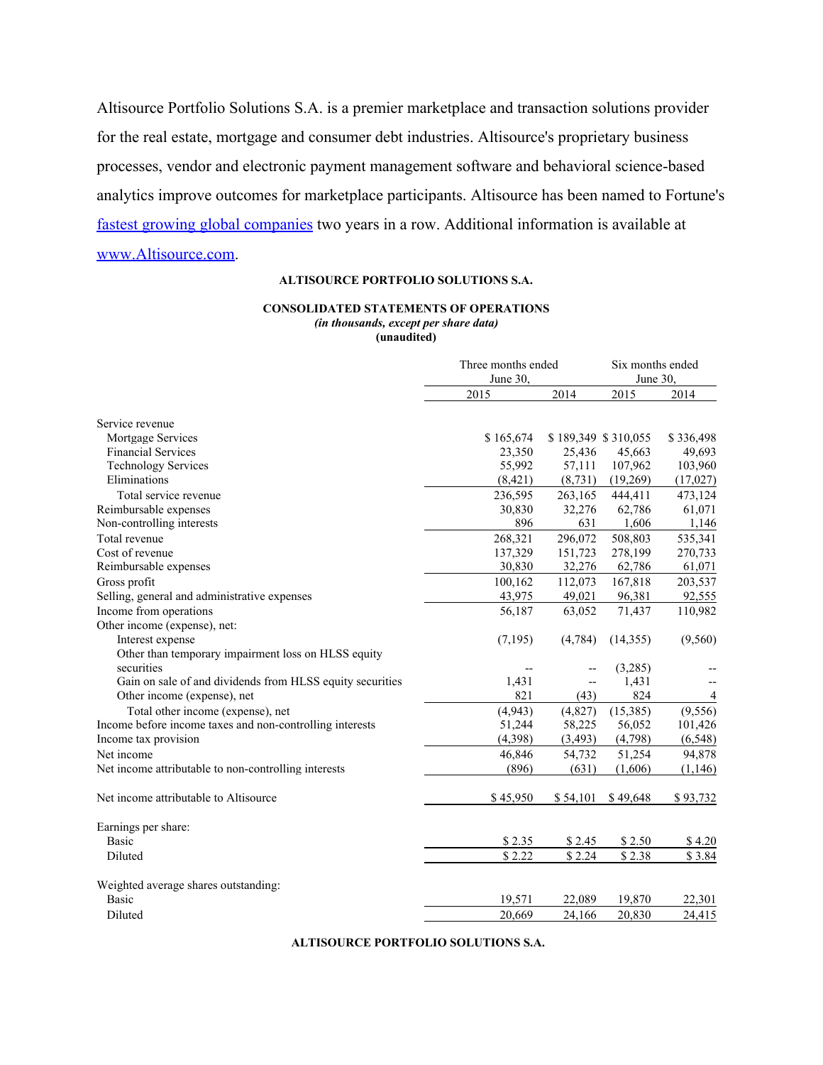Altisource Portfolio Solutions S.A. is a premier marketplace and transaction solutions provider for the real estate, mortgage and consumer debt industries. Altisource's proprietary business processes, vendor and electronic payment management software and behavioral science-based analytics improve outcomes for marketplace participants. Altisource has been named to Fortune's fastest growing global companies two years in a row. Additional information is available at www.Altisource.com.

**ALTISOURCE PORTFOLIO SOLUTIONS S.A.**

**CONSOLIDATED STATEMENTS OF OPERATIONS**
***(in thousands, except per share data)***
**(unaudited)**

| | Three months ended June 30, | | Six months ended June 30, | |
|---|---|---|---|---|
| | 2015 | 2014 | 2015 | 2014 |
| Service revenue | | | | |
| Mortgage Services | $ 165,674 | $ 189,349 | $ 310,055 | $ 336,498 |
| Financial Services | 23,350 | 25,436 | 45,663 | 49,693 |
| Technology Services | 55,992 | 57,111 | 107,962 | 103,960 |
| Eliminations | (8,421) | (8,731) | (19,269) | (17,027) |
| Total service revenue | 236,595 | 263,165 | 444,411 | 473,124 |
| Reimbursable expenses | 30,830 | 32,276 | 62,786 | 61,071 |
| Non-controlling interests | 896 | 631 | 1,606 | 1,146 |
| Total revenue | 268,321 | 296,072 | 508,803 | 535,341 |
| Cost of revenue | 137,329 | 151,723 | 278,199 | 270,733 |
| Reimbursable expenses | 30,830 | 32,276 | 62,786 | 61,071 |
| Gross profit | 100,162 | 112,073 | 167,818 | 203,537 |
| Selling, general and administrative expenses | 43,975 | 49,021 | 96,381 | 92,555 |
| Income from operations | 56,187 | 63,052 | 71,437 | 110,982 |
| Other income (expense), net: | | | | |
| Interest expense | (7,195) | (4,784) | (14,355) | (9,560) |
| Other than temporary impairment loss on HLSS equity securities | -- | -- | (3,285) | -- |
| Gain on sale of and dividends from HLSS equity securities | 1,431 | -- | 1,431 | -- |
| Other income (expense), net | 821 | (43) | 824 | 4 |
| Total other income (expense), net | (4,943) | (4,827) | (15,385) | (9,556) |
| Income before income taxes and non-controlling interests | 51,244 | 58,225 | 56,052 | 101,426 |
| Income tax provision | (4,398) | (3,493) | (4,798) | (6,548) |
| Net income | 46,846 | 54,732 | 51,254 | 94,878 |
| Net income attributable to non-controlling interests | (896) | (631) | (1,606) | (1,146) |
| Net income attributable to Altisource | $ 45,950 | $ 54,101 | $ 49,648 | $ 93,732 |
| Earnings per share: | | | | |
| Basic | $ 2.35 | $ 2.45 | $ 2.50 | $ 4.20 |
| Diluted | $ 2.22 | $ 2.24 | $ 2.38 | $ 3.84 |
| Weighted average shares outstanding: | | | | |
| Basic | 19,571 | 22,089 | 19,870 | 22,301 |
| Diluted | 20,669 | 24,166 | 20,830 | 24,415 |

**ALTISOURCE PORTFOLIO SOLUTIONS S.A.**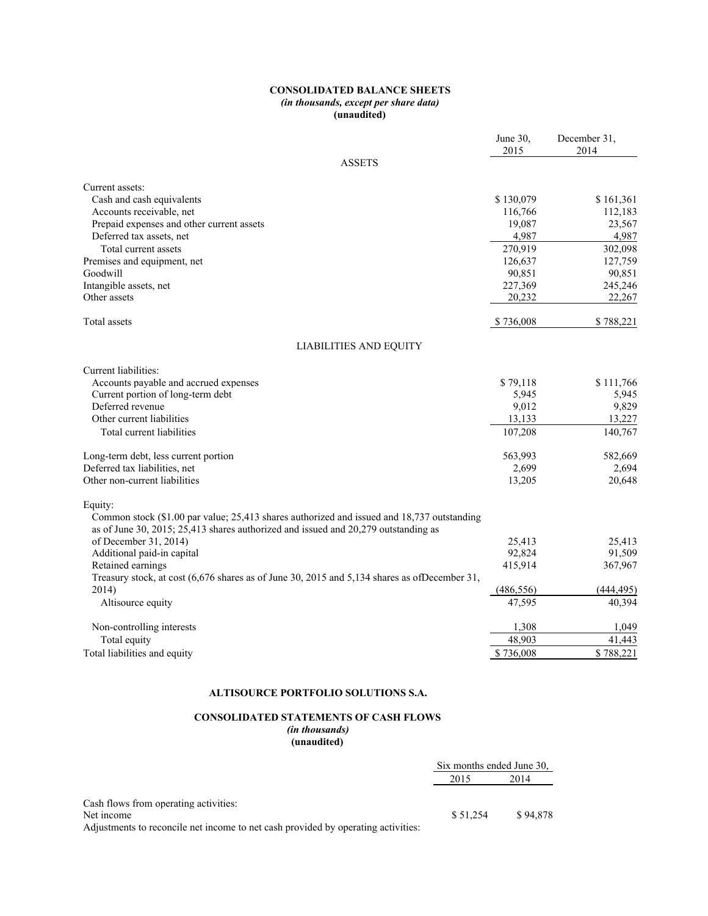**CONSOLIDATED BALANCE SHEETS**
*(in thousands, except per share data)*
**(unaudited)**

| | June 30, 2015 | December 31, 2014 |
|---|---|---|
| **ASSETS** | | |
| Current assets: | | |
| Cash and cash equivalents | $ 130,079 | $ 161,361 |
| Accounts receivable, net | 116,766 | 112,183 |
| Prepaid expenses and other current assets | 19,087 | 23,567 |
| Deferred tax assets, net | 4,987 | 4,987 |
| Total current assets | 270,919 | 302,098 |
| Premises and equipment, net | 126,637 | 127,759 |
| Goodwill | 90,851 | 90,851 |
| Intangible assets, net | 227,369 | 245,246 |
| Other assets | 20,232 | 22,267 |
| Total assets | $ 736,008 | $ 788,221 |
| **LIABILITIES AND EQUITY** | | |
| Current liabilities: | | |
| Accounts payable and accrued expenses | $ 79,118 | $ 111,766 |
| Current portion of long-term debt | 5,945 | 5,945 |
| Deferred revenue | 9,012 | 9,829 |
| Other current liabilities | 13,133 | 13,227 |
| Total current liabilities | 107,208 | 140,767 |
| Long-term debt, less current portion | 563,993 | 582,669 |
| Deferred tax liabilities, net | 2,699 | 2,694 |
| Other non-current liabilities | 13,205 | 20,648 |
| Equity: | | |
| Common stock ($1.00 par value; 25,413 shares authorized and issued and 18,737 outstanding as of June 30, 2015; 25,413 shares authorized and issued and 20,279 outstanding as of December 31, 2014) | 25,413 | 25,413 |
| Additional paid-in capital | 92,824 | 91,509 |
| Retained earnings | 415,914 | 367,967 |
| Treasury stock, at cost (6,676 shares as of June 30, 2015 and 5,134 shares as ofDecember 31, 2014) | (486,556) | (444,495) |
| Altisource equity | 47,595 | 40,394 |
| Non-controlling interests | 1,308 | 1,049 |
| Total equity | 48,903 | 41,443 |
| Total liabilities and equity | $ 736,008 | $ 788,221 |

**ALTISOURCE PORTFOLIO SOLUTIONS S.A.**

**CONSOLIDATED STATEMENTS OF CASH FLOWS**
*(in thousands)*
**(unaudited)**

| | Six months ended June 30, 2015 | Six months ended June 30, 2014 |
|---|---|---|
| Cash flows from operating activities: | | |
| Net income | $ 51,254 | $ 94,878 |
| Adjustments to reconcile net income to net cash provided by operating activities: | | |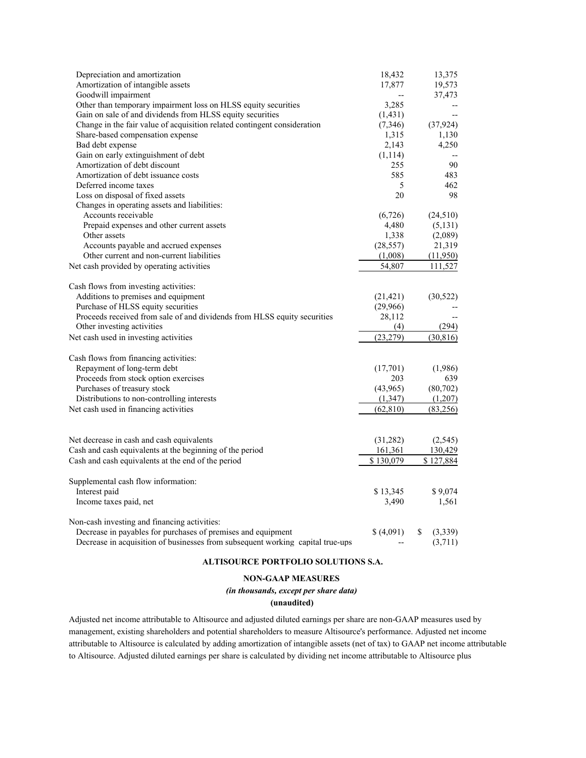| | | |
|---|---|---|
| Depreciation and amortization | 18,432 | 13,375 |
| Amortization of intangible assets | 17,877 | 19,573 |
| Goodwill impairment | -- | 37,473 |
| Other than temporary impairment loss on HLSS equity securities | 3,285 | -- |
| Gain on sale of and dividends from HLSS equity securities | (1,431) | -- |
| Change in the fair value of acquisition related contingent consideration | (7,346) | (37,924) |
| Share-based compensation expense | 1,315 | 1,130 |
| Bad debt expense | 2,143 | 4,250 |
| Gain on early extinguishment of debt | (1,114) | -- |
| Amortization of debt discount | 255 | 90 |
| Amortization of debt issuance costs | 585 | 483 |
| Deferred income taxes | 5 | 462 |
| Loss on disposal of fixed assets | 20 | 98 |
| Changes in operating assets and liabilities: | | |
| Accounts receivable | (6,726) | (24,510) |
| Prepaid expenses and other current assets | 4,480 | (5,131) |
| Other assets | 1,338 | (2,089) |
| Accounts payable and accrued expenses | (28,557) | 21,319 |
| Other current and non-current liabilities | (1,008) | (11,950) |
| Net cash provided by operating activities | 54,807 | 111,527 |
| | | |
| Cash flows from investing activities: | | |
| Additions to premises and equipment | (21,421) | (30,522) |
| Purchase of HLSS equity securities | (29,966) | -- |
| Proceeds received from sale of and dividends from HLSS equity securities | 28,112 | -- |
| Other investing activities | (4) | (294) |
| Net cash used in investing activities | (23,279) | (30,816) |
| | | |
| Cash flows from financing activities: | | |
| Repayment of long-term debt | (17,701) | (1,986) |
| Proceeds from stock option exercises | 203 | 639 |
| Purchases of treasury stock | (43,965) | (80,702) |
| Distributions to non-controlling interests | (1,347) | (1,207) |
| Net cash used in financing activities | (62,810) | (83,256) |
| | | |
| Net decrease in cash and cash equivalents | (31,282) | (2,545) |
| Cash and cash equivalents at the beginning of the period | 161,361 | 130,429 |
| Cash and cash equivalents at the end of the period | $ 130,079 | $ 127,884 |
| | | |
| Supplemental cash flow information: | | |
| Interest paid | $ 13,345 | $ 9,074 |
| Income taxes paid, net | 3,490 | 1,561 |
| | | |
| Non-cash investing and financing activities: | | |
| Decrease in payables for purchases of premises and equipment | $ (4,091) | $ (3,339) |
| Decrease in acquisition of businesses from subsequent working capital true-ups | -- | (3,711) |

**ALTISOURCE PORTFOLIO SOLUTIONS S.A.**

**NON-GAAP MEASURES**

***(in thousands, except per share data)***

**(unaudited)**

Adjusted net income attributable to Altisource and adjusted diluted earnings per share are non-GAAP measures used by management, existing shareholders and potential shareholders to measure Altisource's performance. Adjusted net income attributable to Altisource is calculated by adding amortization of intangible assets (net of tax) to GAAP net income attributable to Altisource. Adjusted diluted earnings per share is calculated by dividing net income attributable to Altisource plus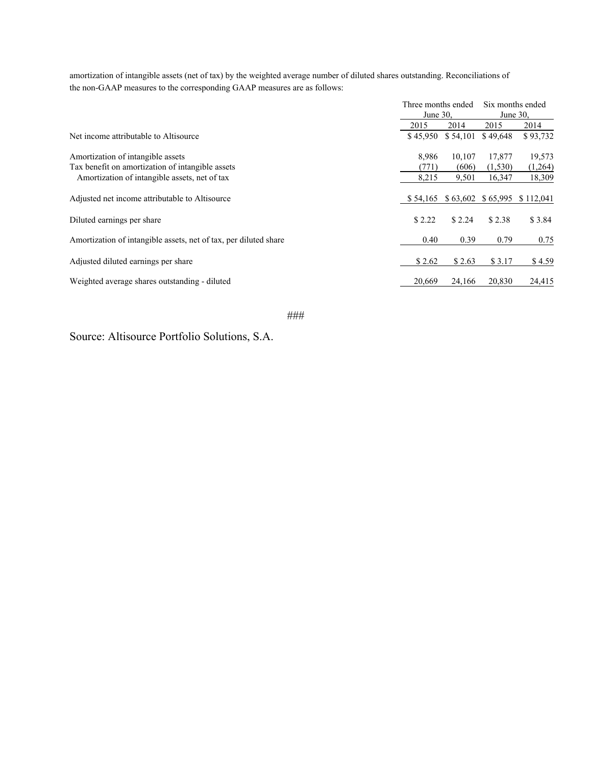amortization of intangible assets (net of tax) by the weighted average number of diluted shares outstanding. Reconciliations of the non-GAAP measures to the corresponding GAAP measures are as follows:

| | Three months ended June 30, | | Six months ended June 30, | |
|---|---|---|---|---|
| | 2015 | 2014 | 2015 | 2014 |
| Net income attributable to Altisource | $ 45,950 | $ 54,101 | $ 49,648 | $ 93,732 |
| Amortization of intangible assets | 8,986 | 10,107 | 17,877 | 19,573 |
| Tax benefit on amortization of intangible assets | (771) | (606) | (1,530) | (1,264) |
| Amortization of intangible assets, net of tax | 8,215 | 9,501 | 16,347 | 18,309 |
| Adjusted net income attributable to Altisource | $ 54,165 | $ 63,602 | $ 65,995 | $ 112,041 |
| Diluted earnings per share | $ 2.22 | $ 2.24 | $ 2.38 | $ 3.84 |
| Amortization of intangible assets, net of tax, per diluted share | 0.40 | 0.39 | 0.79 | 0.75 |
| Adjusted diluted earnings per share | $ 2.62 | $ 2.63 | $ 3.17 | $ 4.59 |
| Weighted average shares outstanding - diluted | 20,669 | 24,166 | 20,830 | 24,415 |

###

Source: Altisource Portfolio Solutions, S.A.